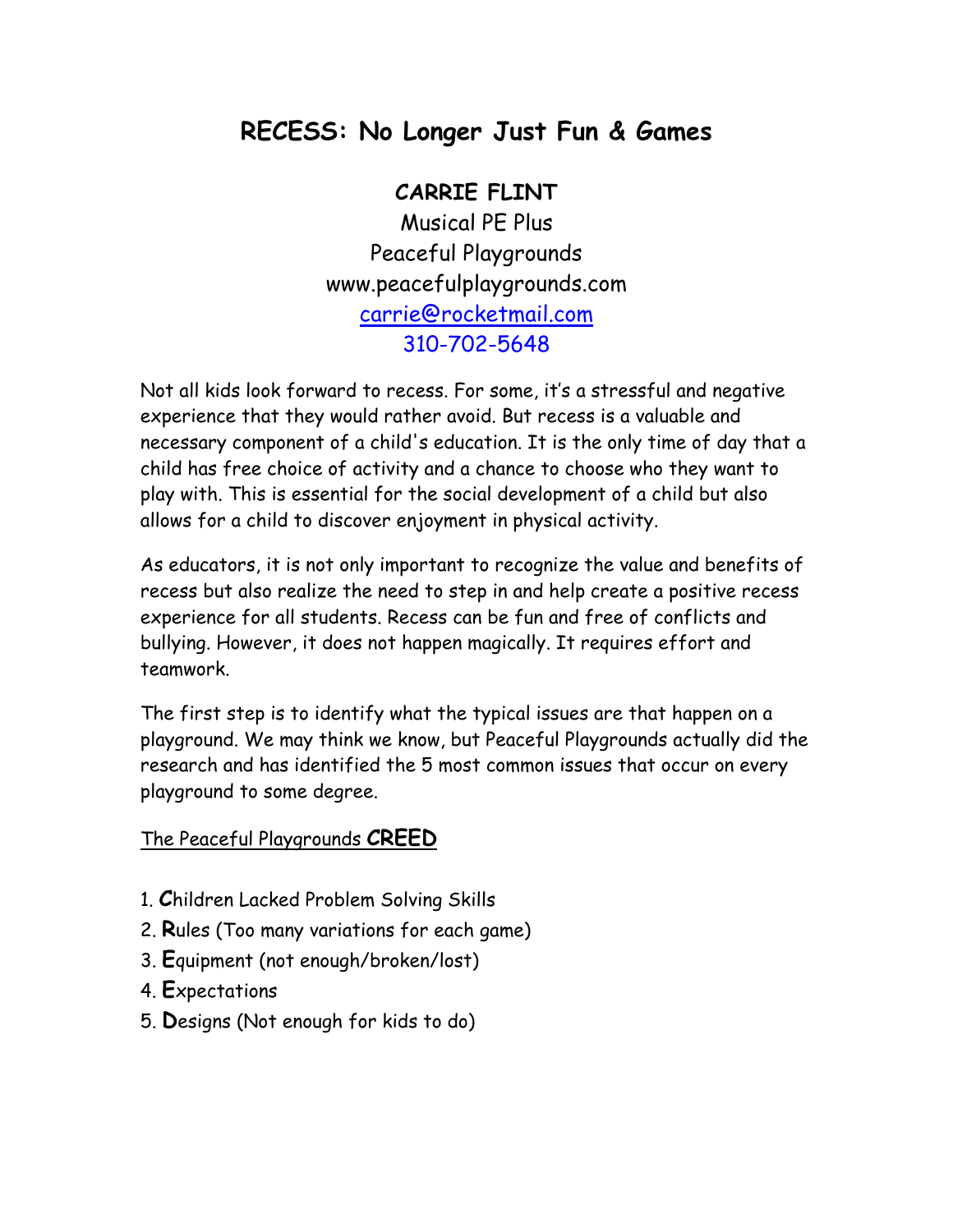# RECESS: No Longer Just Fun & Games

**CARRIE FLINT**

Musical PE Plus

Peaceful Playgrounds

www.peacefulplaygrounds.com

carrie@rocketmail.com

310-702-5648

Not all kids look forward to recess. For some, it's a stressful and negative experience that they would rather avoid. But recess is a valuable and necessary component of a child's education. It is the only time of day that a child has free choice of activity and a chance to choose who they want to play with. This is essential for the social development of a child but also allows for a child to discover enjoyment in physical activity.

As educators, it is not only important to recognize the value and benefits of recess but also realize the need to step in and help create a positive recess experience for all students. Recess can be fun and free of conflicts and bullying. However, it does not happen magically. It requires effort and teamwork.

The first step is to identify what the typical issues are that happen on a playground. We may think we know, but Peaceful Playgrounds actually did the research and has identified the 5 most common issues that occur on every playground to some degree.

The Peaceful Playgrounds **CREED**

1. **C**hildren Lacked Problem Solving Skills
2. **R**ules (Too many variations for each game)
3. **E**quipment (not enough/broken/lost)
4. **E**xpectations
5. **D**esigns (Not enough for kids to do)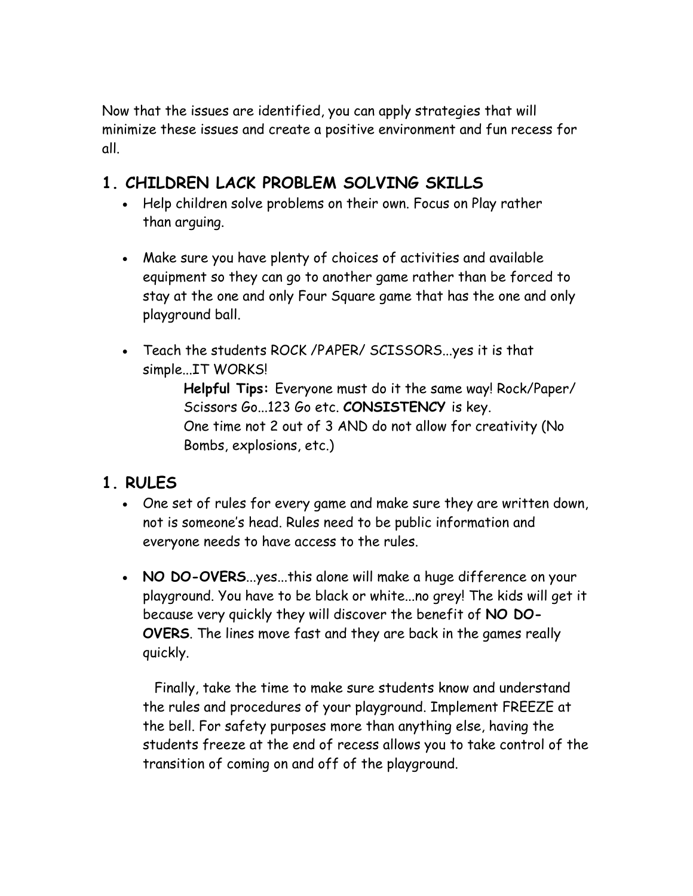Now that the issues are identified, you can apply strategies that will minimize these issues and create a positive environment and fun recess for all.

## 1. CHILDREN LACK PROBLEM SOLVING SKILLS

- Help children solve problems on their own. Focus on Play rather than arguing.

- Make sure you have plenty of choices of activities and available equipment so they can go to another game rather than be forced to stay at the one and only Four Square game that has the one and only playground ball.

- Teach the students ROCK /PAPER/ SCISSORS...yes it is that simple...IT WORKS!

  **Helpful Tips:** Everyone must do it the same way! Rock/Paper/ Scissors Go...123 Go etc. **CONSISTENCY** is key.
  One time not 2 out of 3 AND do not allow for creativity (No Bombs, explosions, etc.)

## 1. RULES

- One set of rules for every game and make sure they are written down, not is someone's head. Rules need to be public information and everyone needs to have access to the rules.

- **NO DO-OVERS**...yes...this alone will make a huge difference on your playground. You have to be black or white...no grey! The kids will get it because very quickly they will discover the benefit of **NO DO-OVERS**. The lines move fast and they are back in the games really quickly.

  Finally, take the time to make sure students know and understand the rules and procedures of your playground. Implement FREEZE at the bell. For safety purposes more than anything else, having the students freeze at the end of recess allows you to take control of the transition of coming on and off of the playground.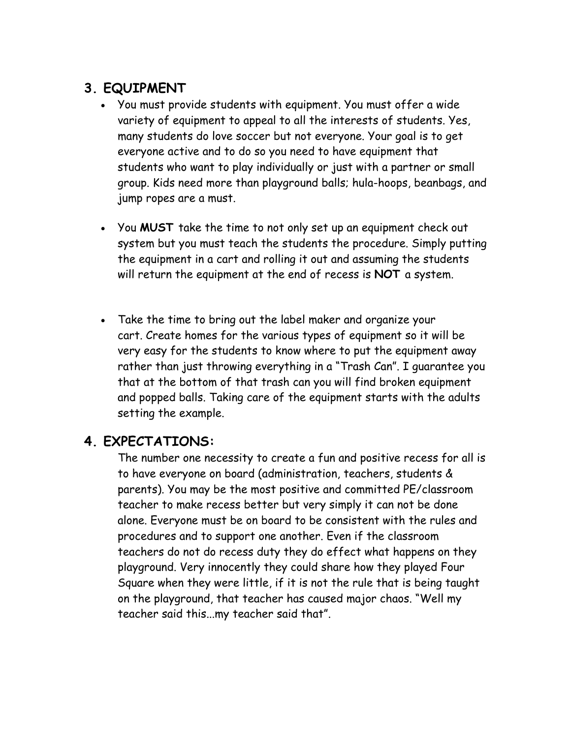## 3. EQUIPMENT

- You must provide students with equipment. You must offer a wide variety of equipment to appeal to all the interests of students. Yes, many students do love soccer but not everyone. Your goal is to get everyone active and to do so you need to have equipment that students who want to play individually or just with a partner or small group. Kids need more than playground balls; hula-hoops, beanbags, and jump ropes are a must.

- You **MUST** take the time to not only set up an equipment check out system but you must teach the students the procedure. Simply putting the equipment in a cart and rolling it out and assuming the students will return the equipment at the end of recess is **NOT** a system.

- Take the time to bring out the label maker and organize your cart. Create homes for the various types of equipment so it will be very easy for the students to know where to put the equipment away rather than just throwing everything in a "Trash Can". I guarantee you that at the bottom of that trash can you will find broken equipment and popped balls. Taking care of the equipment starts with the adults setting the example.

## 4. EXPECTATIONS:

The number one necessity to create a fun and positive recess for all is to have everyone on board (administration, teachers, students & parents). You may be the most positive and committed PE/classroom teacher to make recess better but very simply it can not be done alone. Everyone must be on board to be consistent with the rules and procedures and to support one another. Even if the classroom teachers do not do recess duty they do effect what happens on they playground. Very innocently they could share how they played Four Square when they were little, if it is not the rule that is being taught on the playground, that teacher has caused major chaos. "Well my teacher said this...my teacher said that".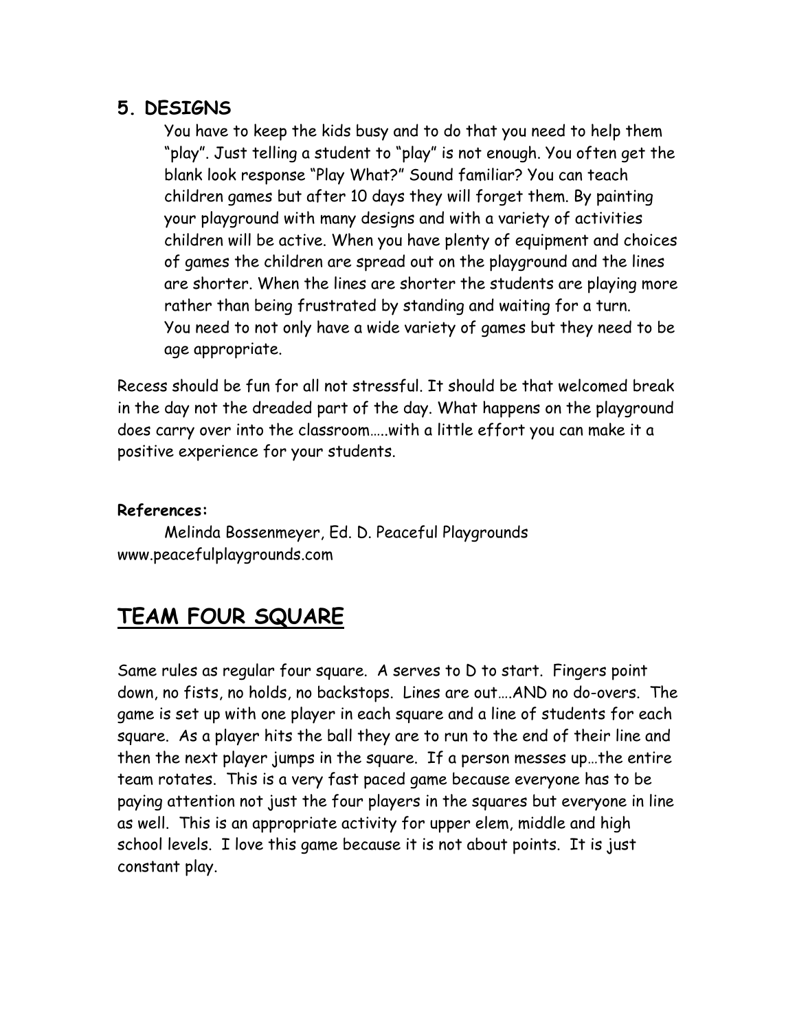## 5. DESIGNS

You have to keep the kids busy and to do that you need to help them "play". Just telling a student to "play" is not enough. You often get the blank look response "Play What?" Sound familiar? You can teach children games but after 10 days they will forget them. By painting your playground with many designs and with a variety of activities children will be active. When you have plenty of equipment and choices of games the children are spread out on the playground and the lines are shorter. When the lines are shorter the students are playing more rather than being frustrated by standing and waiting for a turn. You need to not only have a wide variety of games but they need to be age appropriate.

Recess should be fun for all not stressful. It should be that welcomed break in the day not the dreaded part of the day. What happens on the playground does carry over into the classroom…..with a little effort you can make it a positive experience for your students.

**References:**

Melinda Bossenmeyer, Ed. D. Peaceful Playgrounds
www.peacefulplaygrounds.com

# TEAM FOUR SQUARE

Same rules as regular four square. A serves to D to start. Fingers point down, no fists, no holds, no backstops. Lines are out….AND no do-overs. The game is set up with one player in each square and a line of students for each square. As a player hits the ball they are to run to the end of their line and then the next player jumps in the square. If a person messes up…the entire team rotates. This is a very fast paced game because everyone has to be paying attention not just the four players in the squares but everyone in line as well. This is an appropriate activity for upper elem, middle and high school levels. I love this game because it is not about points. It is just constant play.